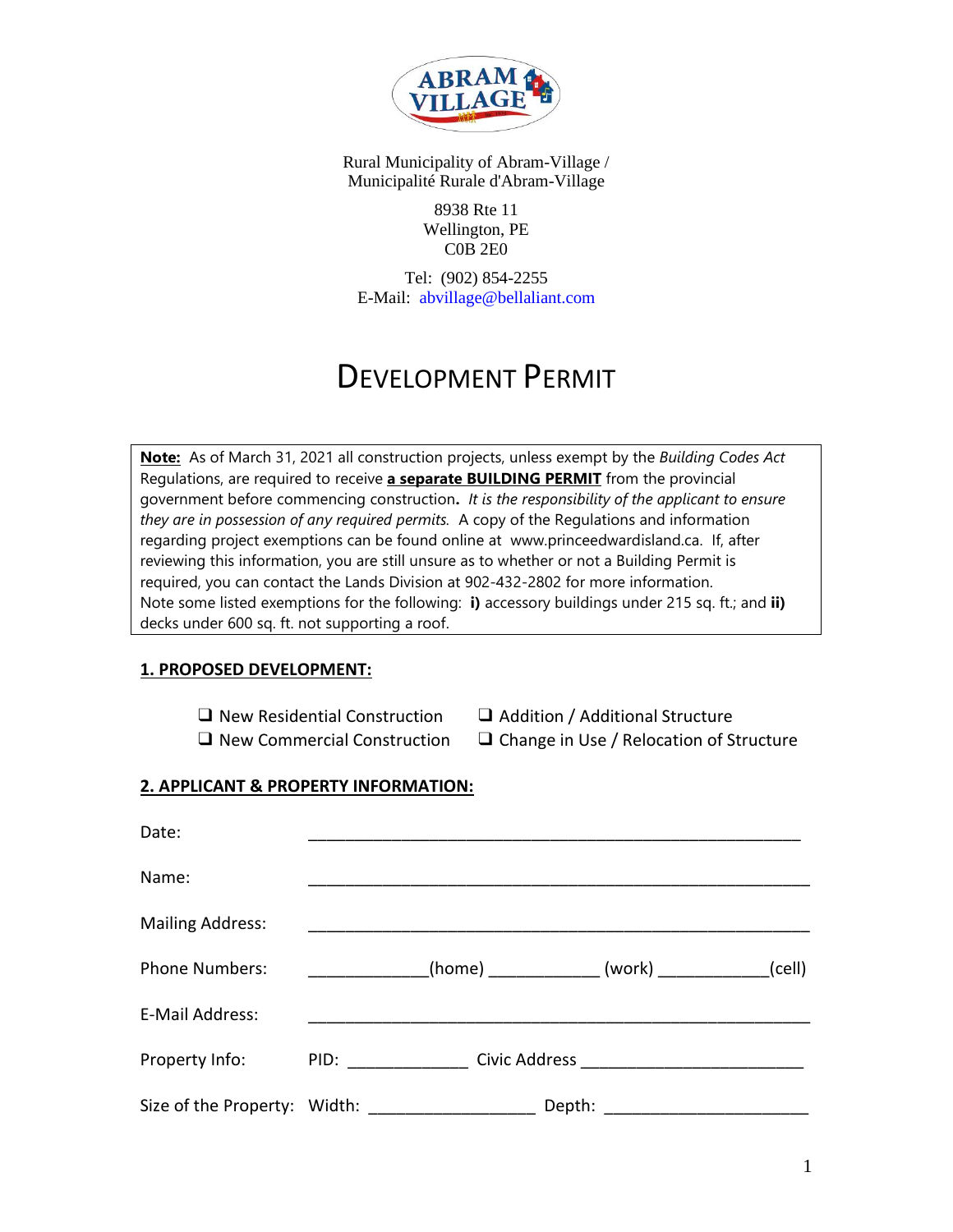Rural Municipality of Abram-Village /
Municipalité Rurale d'Abram-Village

8938 Rte 11
Wellington, PE
C0B 2E0

Tel: (902) 854-2255
E-Mail: abvillage@bellaliant.com

# DEVELOPMENT PERMIT

**Note:** As of March 31, 2021 all construction projects, unless exempt by the *Building Codes Act* Regulations, are required to receive **a separate BUILDING PERMIT** from the provincial government before commencing construction**.** *It is the responsibility of the applicant to ensure they are in possession of any required permits.* A copy of the Regulations and information regarding project exemptions can be found online at www.princeedwardisland.ca. If, after reviewing this information, you are still unsure as to whether or not a Building Permit is required, you can contact the Lands Division at 902-432-2802 for more information.
Note some listed exemptions for the following: **i)** accessory buildings under 215 sq. ft.; and **ii)** decks under 600 sq. ft. not supporting a roof.

## 1. PROPOSED DEVELOPMENT:

- ❑ New Residential Construction
- ❑ New Commercial Construction
- ❑ Addition / Additional Structure
- ❑ Change in Use / Relocation of Structure

## 2. APPLICANT & PROPERTY INFORMATION:

Date: ____________________________________________________________

Name: ____________________________________________________________

Mailing Address: ____________________________________________________________

Phone Numbers: _____________(home) ____________ (work) ____________(cell)

E-Mail Address: ____________________________________________________________

Property Info: PID: _____________ Civic Address _________________________

Size of the Property: Width: __________________ Depth: ______________________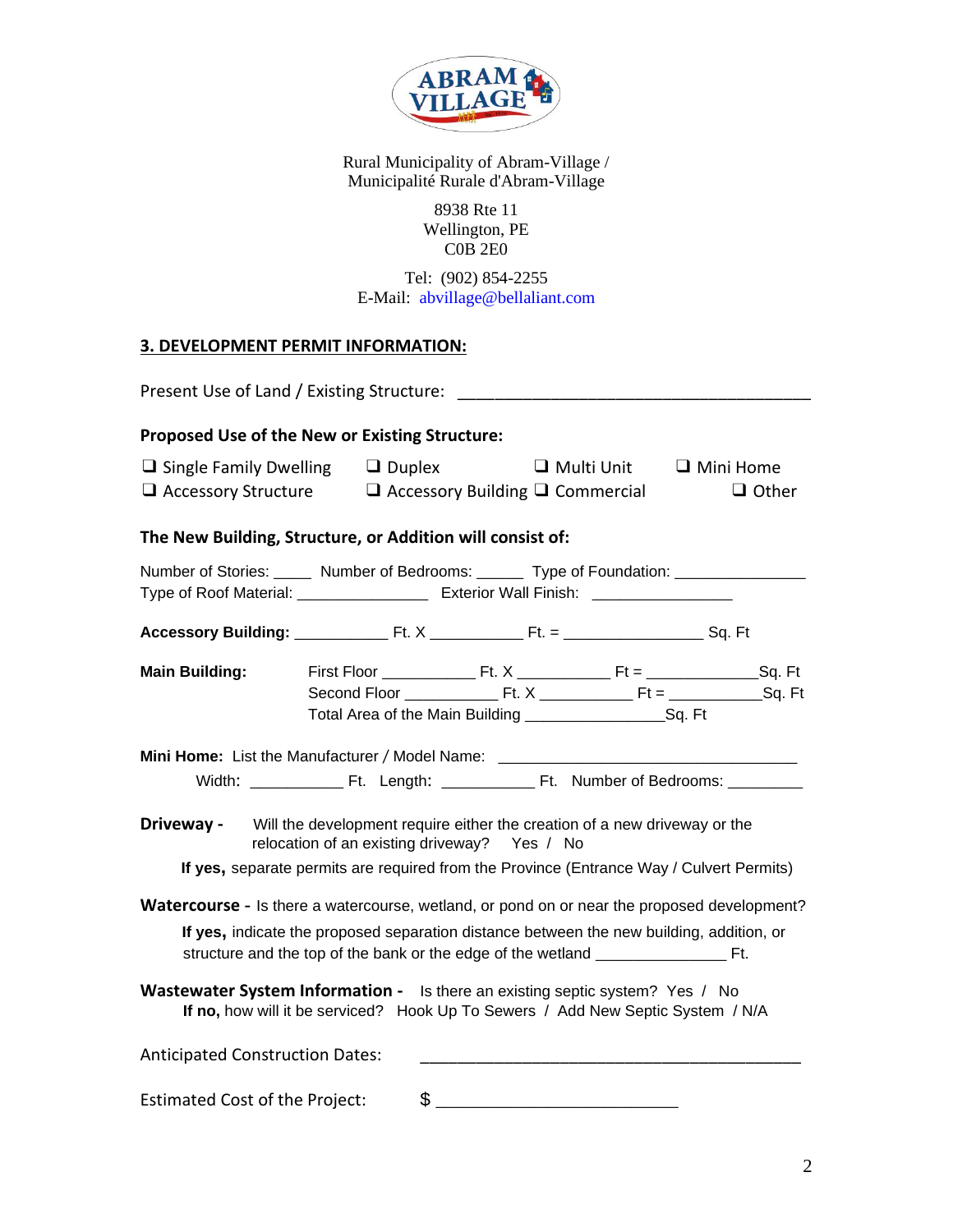Rural Municipality of Abram-Village /
Municipalité Rurale d'Abram-Village

8938 Rte 11
Wellington, PE
C0B 2E0

Tel: (902) 854-2255
E-Mail: abvillage@bellaliant.com

## 3. DEVELOPMENT PERMIT INFORMATION:

Present Use of Land / Existing Structure: ________________________________________

**Proposed Use of the New or Existing Structure:**

❑ Single Family Dwelling ❑ Duplex ❑ Multi Unit ❑ Mini Home
❑ Accessory Structure ❑ Accessory Building ❑ Commercial ❑ Other

**The New Building, Structure, or Addition will consist of:**

Number of Stories: _____ Number of Bedrooms: ______ Type of Foundation: _______________
Type of Roof Material: _______________ Exterior Wall Finish: ________________

**Accessory Building:** ___________ Ft. X ___________ Ft. = ________________ Sq. Ft

**Main Building:**
First Floor ___________ Ft. X ___________ Ft = _____________Sq. Ft
Second Floor ___________ Ft. X ___________ Ft = ___________Sq. Ft
Total Area of the Main Building ________________Sq. Ft

**Mini Home:** List the Manufacturer / Model Name: ___________________________________
Width: ___________ Ft. Length: ___________ Ft. Number of Bedrooms: _________

**Driveway -** Will the development require either the creation of a new driveway or the relocation of an existing driveway? Yes / No

**If yes,** separate permits are required from the Province (Entrance Way / Culvert Permits)

**Watercourse -** Is there a watercourse, wetland, or pond on or near the proposed development?

**If yes,** indicate the proposed separation distance between the new building, addition, or structure and the top of the bank or the edge of the wetland _______________ Ft.

**Wastewater System Information -** Is there an existing septic system? Yes / No
**If no,** how will it be serviced? Hook Up To Sewers / Add New Septic System / N/A

Anticipated Construction Dates: ____________________________________________

Estimated Cost of the Project: $ ___________________________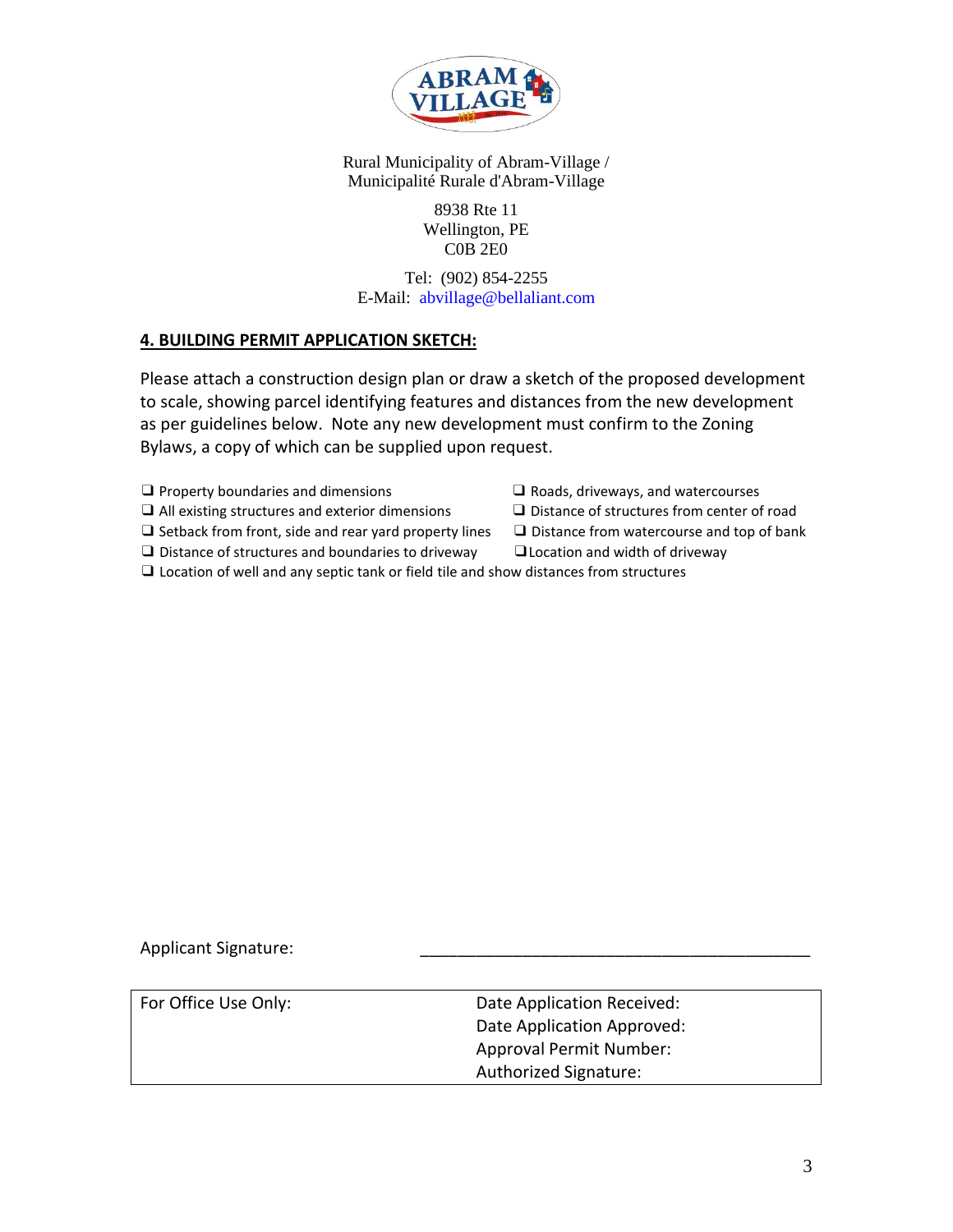Rural Municipality of Abram-Village /
Municipalité Rurale d'Abram-Village

8938 Rte 11
Wellington, PE
C0B 2E0

Tel: (902) 854-2255
E-Mail: abvillage@bellaliant.com

## 4. BUILDING PERMIT APPLICATION SKETCH:

Please attach a construction design plan or draw a sketch of the proposed development to scale, showing parcel identifying features and distances from the new development as per guidelines below. Note any new development must confirm to the Zoning Bylaws, a copy of which can be supplied upon request.

- ❑ Property boundaries and dimensions
- ❑ All existing structures and exterior dimensions
- ❑ Setback from front, side and rear yard property lines
- ❑ Distance of structures and boundaries to driveway
- ❑ Roads, driveways, and watercourses
- ❑ Distance of structures from center of road
- ❑ Distance from watercourse and top of bank
- ❑ Location and width of driveway
- ❑ Location of well and any septic tank or field tile and show distances from structures

Applicant Signature: ______________________________________

| For Office Use Only: | Date Application Received:<br>Date Application Approved:<br>Approval Permit Number:<br>Authorized Signature: |
|---|---|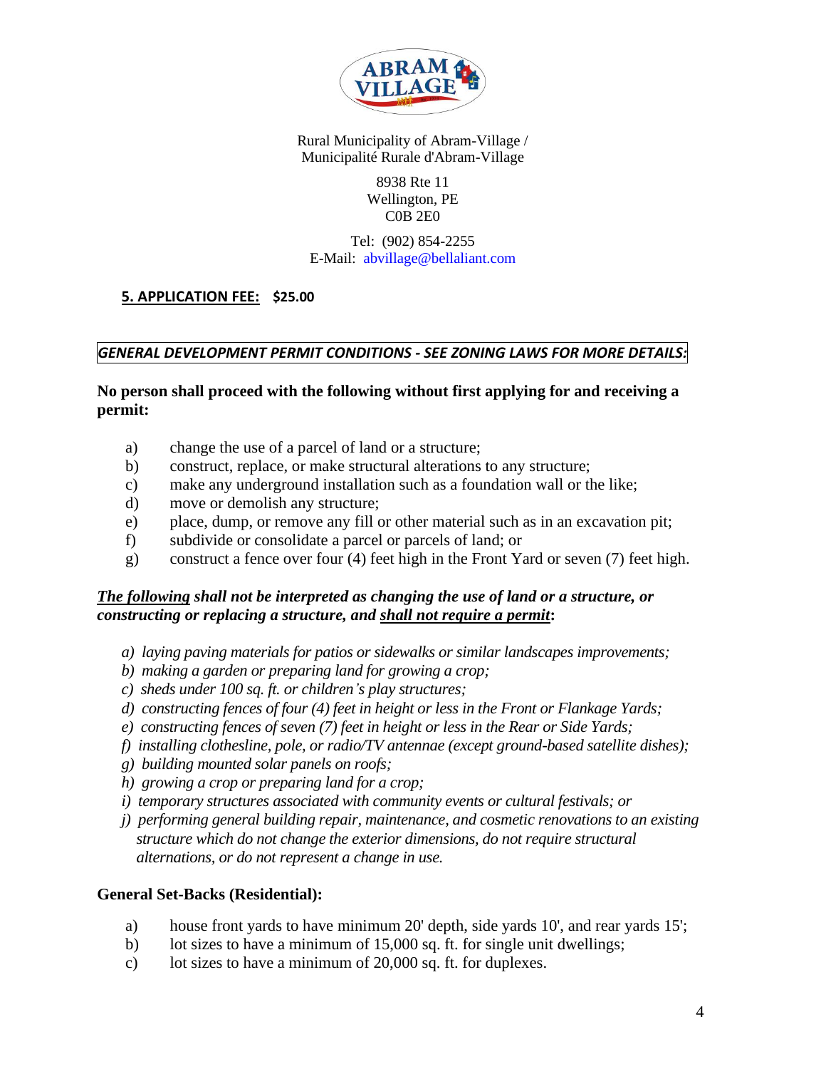Rural Municipality of Abram-Village /
Municipalité Rurale d'Abram-Village

8938 Rte 11
Wellington, PE
C0B 2E0

Tel: (902) 854-2255
E-Mail: abvillage@bellaliant.com

**5. APPLICATION FEE:** **$25.00**

***GENERAL DEVELOPMENT PERMIT CONDITIONS - SEE ZONING LAWS FOR MORE DETAILS:***

**No person shall proceed with the following without first applying for and receiving a permit:**

a) change the use of a parcel of land or a structure;
b) construct, replace, or make structural alterations to any structure;
c) make any underground installation such as a foundation wall or the like;
d) move or demolish any structure;
e) place, dump, or remove any fill or other material such as in an excavation pit;
f) subdivide or consolidate a parcel or parcels of land; or
g) construct a fence over four (4) feet high in the Front Yard or seven (7) feet high.

***The following shall not be interpreted as changing the use of land or a structure, or constructing or replacing a structure, and shall not require a permit:***

*a) laying paving materials for patios or sidewalks or similar landscapes improvements;*
*b) making a garden or preparing land for growing a crop;*
*c) sheds under 100 sq. ft. or children's play structures;*
*d) constructing fences of four (4) feet in height or less in the Front or Flankage Yards;*
*e) constructing fences of seven (7) feet in height or less in the Rear or Side Yards;*
*f) installing clothesline, pole, or radio/TV antennae (except ground-based satellite dishes);*
*g) building mounted solar panels on roofs;*
*h) growing a crop or preparing land for a crop;*
*i) temporary structures associated with community events or cultural festivals; or*
*j) performing general building repair, maintenance, and cosmetic renovations to an existing structure which do not change the exterior dimensions, do not require structural alternations, or do not represent a change in use.*

**General Set-Backs (Residential):**

a) house front yards to have minimum 20' depth, side yards 10', and rear yards 15';
b) lot sizes to have a minimum of 15,000 sq. ft. for single unit dwellings;
c) lot sizes to have a minimum of 20,000 sq. ft. for duplexes.